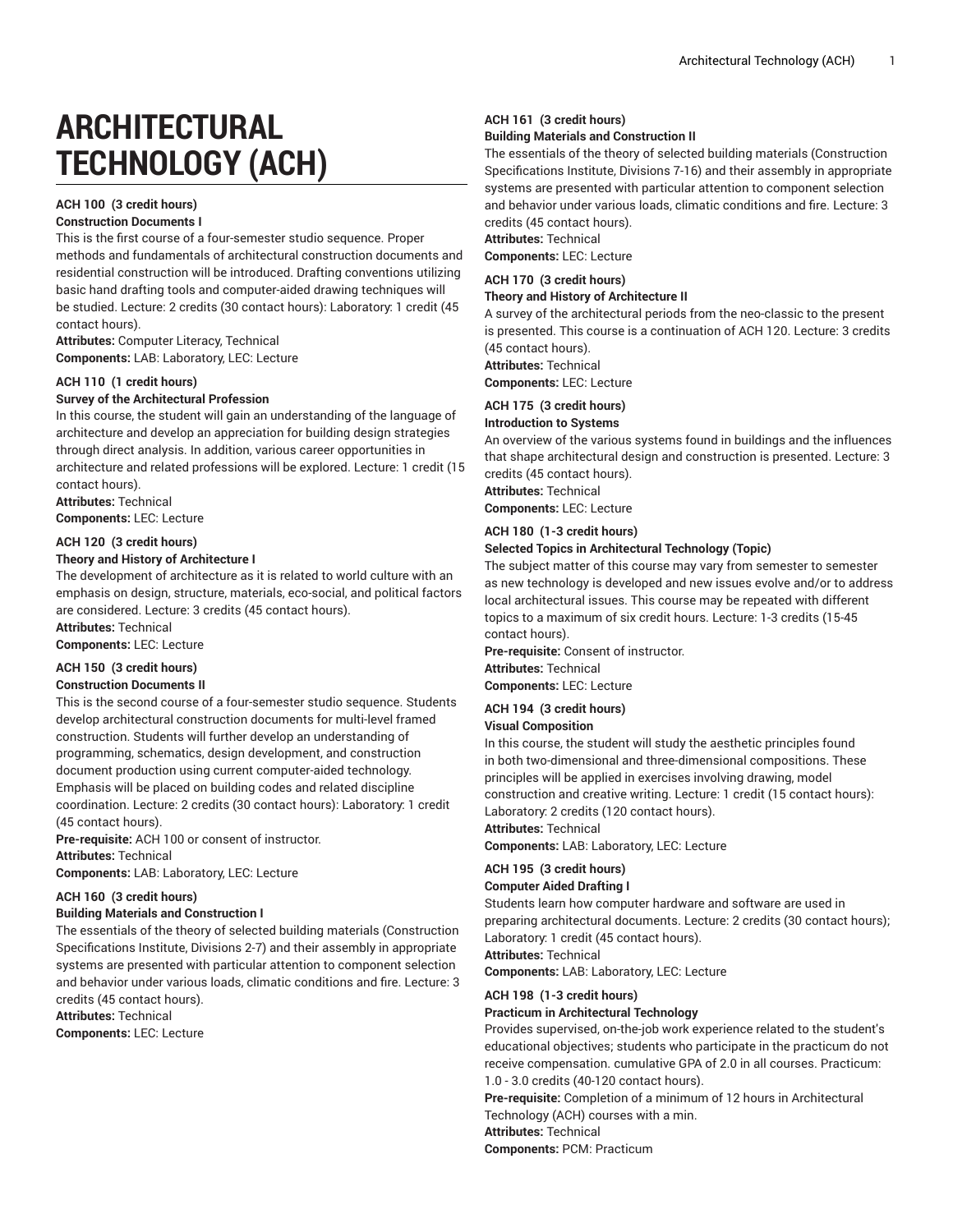# ARCHITECTURAL TECHNOLOGY (ACH)

**ACH 100 (3 credit hours)**
**Construction Documents I**
This is the first course of a four-semester studio sequence. Proper methods and fundamentals of architectural construction documents and residential construction will be introduced. Drafting conventions utilizing basic hand drafting tools and computer-aided drawing techniques will be studied. Lecture: 2 credits (30 contact hours): Laboratory: 1 credit (45 contact hours).
**Attributes:** Computer Literacy, Technical
**Components:** LAB: Laboratory, LEC: Lecture

**ACH 110 (1 credit hours)**
**Survey of the Architectural Profession**
In this course, the student will gain an understanding of the language of architecture and develop an appreciation for building design strategies through direct analysis. In addition, various career opportunities in architecture and related professions will be explored. Lecture: 1 credit (15 contact hours).
**Attributes:** Technical
**Components:** LEC: Lecture

**ACH 120 (3 credit hours)**
**Theory and History of Architecture I**
The development of architecture as it is related to world culture with an emphasis on design, structure, materials, eco-social, and political factors are considered. Lecture: 3 credits (45 contact hours).
**Attributes:** Technical
**Components:** LEC: Lecture

**ACH 150 (3 credit hours)**
**Construction Documents II**
This is the second course of a four-semester studio sequence. Students develop architectural construction documents for multi-level framed construction. Students will further develop an understanding of programming, schematics, design development, and construction document production using current computer-aided technology. Emphasis will be placed on building codes and related discipline coordination. Lecture: 2 credits (30 contact hours): Laboratory: 1 credit (45 contact hours).
**Pre-requisite:** ACH 100 or consent of instructor.
**Attributes:** Technical
**Components:** LAB: Laboratory, LEC: Lecture

**ACH 160 (3 credit hours)**
**Building Materials and Construction I**
The essentials of the theory of selected building materials (Construction Specifications Institute, Divisions 2-7) and their assembly in appropriate systems are presented with particular attention to component selection and behavior under various loads, climatic conditions and fire. Lecture: 3 credits (45 contact hours).
**Attributes:** Technical
**Components:** LEC: Lecture

**ACH 161 (3 credit hours)**
**Building Materials and Construction II**
The essentials of the theory of selected building materials (Construction Specifications Institute, Divisions 7-16) and their assembly in appropriate systems are presented with particular attention to component selection and behavior under various loads, climatic conditions and fire. Lecture: 3 credits (45 contact hours).
**Attributes:** Technical
**Components:** LEC: Lecture

**ACH 170 (3 credit hours)**
**Theory and History of Architecture II**
A survey of the architectural periods from the neo-classic to the present is presented. This course is a continuation of ACH 120. Lecture: 3 credits (45 contact hours).
**Attributes:** Technical
**Components:** LEC: Lecture

**ACH 175 (3 credit hours)**
**Introduction to Systems**
An overview of the various systems found in buildings and the influences that shape architectural design and construction is presented. Lecture: 3 credits (45 contact hours).
**Attributes:** Technical
**Components:** LEC: Lecture

**ACH 180 (1-3 credit hours)**
**Selected Topics in Architectural Technology (Topic)**
The subject matter of this course may vary from semester to semester as new technology is developed and new issues evolve and/or to address local architectural issues. This course may be repeated with different topics to a maximum of six credit hours. Lecture: 1-3 credits (15-45 contact hours).
**Pre-requisite:** Consent of instructor.
**Attributes:** Technical
**Components:** LEC: Lecture

**ACH 194 (3 credit hours)**
**Visual Composition**
In this course, the student will study the aesthetic principles found in both two-dimensional and three-dimensional compositions. These principles will be applied in exercises involving drawing, model construction and creative writing. Lecture: 1 credit (15 contact hours): Laboratory: 2 credits (120 contact hours).
**Attributes:** Technical
**Components:** LAB: Laboratory, LEC: Lecture

**ACH 195 (3 credit hours)**
**Computer Aided Drafting I**
Students learn how computer hardware and software are used in preparing architectural documents. Lecture: 2 credits (30 contact hours); Laboratory: 1 credit (45 contact hours).
**Attributes:** Technical
**Components:** LAB: Laboratory, LEC: Lecture

**ACH 198 (1-3 credit hours)**
**Practicum in Architectural Technology**
Provides supervised, on-the-job work experience related to the student's educational objectives; students who participate in the practicum do not receive compensation. cumulative GPA of 2.0 in all courses. Practicum: 1.0 - 3.0 credits (40-120 contact hours).
**Pre-requisite:** Completion of a minimum of 12 hours in Architectural Technology (ACH) courses with a min.
**Attributes:** Technical
**Components:** PCM: Practicum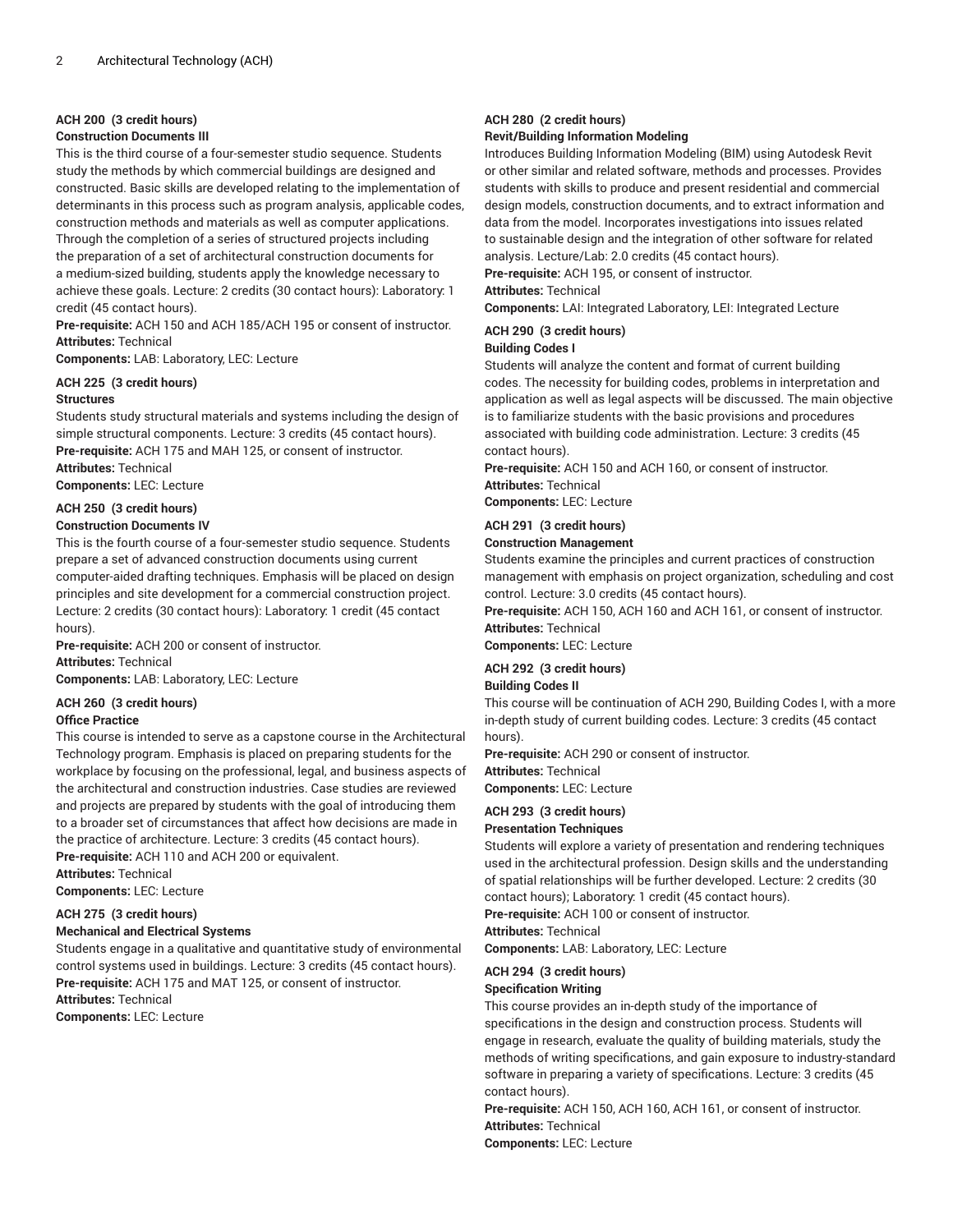**ACH 200 (3 credit hours)**
**Construction Documents III**

This is the third course of a four-semester studio sequence. Students study the methods by which commercial buildings are designed and constructed. Basic skills are developed relating to the implementation of determinants in this process such as program analysis, applicable codes, construction methods and materials as well as computer applications. Through the completion of a series of structured projects including the preparation of a set of architectural construction documents for a medium-sized building, students apply the knowledge necessary to achieve these goals. Lecture: 2 credits (30 contact hours): Laboratory: 1 credit (45 contact hours).

**Pre-requisite:** ACH 150 and ACH 185/ACH 195 or consent of instructor.
**Attributes:** Technical
**Components:** LAB: Laboratory, LEC: Lecture

**ACH 225 (3 credit hours)**
**Structures**

Students study structural materials and systems including the design of simple structural components. Lecture: 3 credits (45 contact hours).

**Pre-requisite:** ACH 175 and MAH 125, or consent of instructor.
**Attributes:** Technical
**Components:** LEC: Lecture

**ACH 250 (3 credit hours)**
**Construction Documents IV**

This is the fourth course of a four-semester studio sequence. Students prepare a set of advanced construction documents using current computer-aided drafting techniques. Emphasis will be placed on design principles and site development for a commercial construction project. Lecture: 2 credits (30 contact hours): Laboratory: 1 credit (45 contact hours).

**Pre-requisite:** ACH 200 or consent of instructor.
**Attributes:** Technical
**Components:** LAB: Laboratory, LEC: Lecture

**ACH 260 (3 credit hours)**
**Office Practice**

This course is intended to serve as a capstone course in the Architectural Technology program. Emphasis is placed on preparing students for the workplace by focusing on the professional, legal, and business aspects of the architectural and construction industries. Case studies are reviewed and projects are prepared by students with the goal of introducing them to a broader set of circumstances that affect how decisions are made in the practice of architecture. Lecture: 3 credits (45 contact hours).

**Pre-requisite:** ACH 110 and ACH 200 or equivalent.
**Attributes:** Technical
**Components:** LEC: Lecture

**ACH 275 (3 credit hours)**
**Mechanical and Electrical Systems**

Students engage in a qualitative and quantitative study of environmental control systems used in buildings. Lecture: 3 credits (45 contact hours).

**Pre-requisite:** ACH 175 and MAT 125, or consent of instructor.
**Attributes:** Technical
**Components:** LEC: Lecture

**ACH 280 (2 credit hours)**
**Revit/Building Information Modeling**

Introduces Building Information Modeling (BIM) using Autodesk Revit or other similar and related software, methods and processes. Provides students with skills to produce and present residential and commercial design models, construction documents, and to extract information and data from the model. Incorporates investigations into issues related to sustainable design and the integration of other software for related analysis. Lecture/Lab: 2.0 credits (45 contact hours).

**Pre-requisite:** ACH 195, or consent of instructor.
**Attributes:** Technical
**Components:** LAI: Integrated Laboratory, LEI: Integrated Lecture

**ACH 290 (3 credit hours)**
**Building Codes I**

Students will analyze the content and format of current building codes. The necessity for building codes, problems in interpretation and application as well as legal aspects will be discussed. The main objective is to familiarize students with the basic provisions and procedures associated with building code administration. Lecture: 3 credits (45 contact hours).

**Pre-requisite:** ACH 150 and ACH 160, or consent of instructor.
**Attributes:** Technical
**Components:** LEC: Lecture

**ACH 291 (3 credit hours)**
**Construction Management**

Students examine the principles and current practices of construction management with emphasis on project organization, scheduling and cost control. Lecture: 3.0 credits (45 contact hours).

**Pre-requisite:** ACH 150, ACH 160 and ACH 161, or consent of instructor.
**Attributes:** Technical
**Components:** LEC: Lecture

**ACH 292 (3 credit hours)**
**Building Codes II**

This course will be continuation of ACH 290, Building Codes I, with a more in-depth study of current building codes. Lecture: 3 credits (45 contact hours).

**Pre-requisite:** ACH 290 or consent of instructor.
**Attributes:** Technical
**Components:** LEC: Lecture

**ACH 293 (3 credit hours)**
**Presentation Techniques**

Students will explore a variety of presentation and rendering techniques used in the architectural profession. Design skills and the understanding of spatial relationships will be further developed. Lecture: 2 credits (30 contact hours); Laboratory: 1 credit (45 contact hours).

**Pre-requisite:** ACH 100 or consent of instructor.
**Attributes:** Technical
**Components:** LAB: Laboratory, LEC: Lecture

**ACH 294 (3 credit hours)**
**Specification Writing**

This course provides an in-depth study of the importance of specifications in the design and construction process. Students will engage in research, evaluate the quality of building materials, study the methods of writing specifications, and gain exposure to industry-standard software in preparing a variety of specifications. Lecture: 3 credits (45 contact hours).

**Pre-requisite:** ACH 150, ACH 160, ACH 161, or consent of instructor.
**Attributes:** Technical
**Components:** LEC: Lecture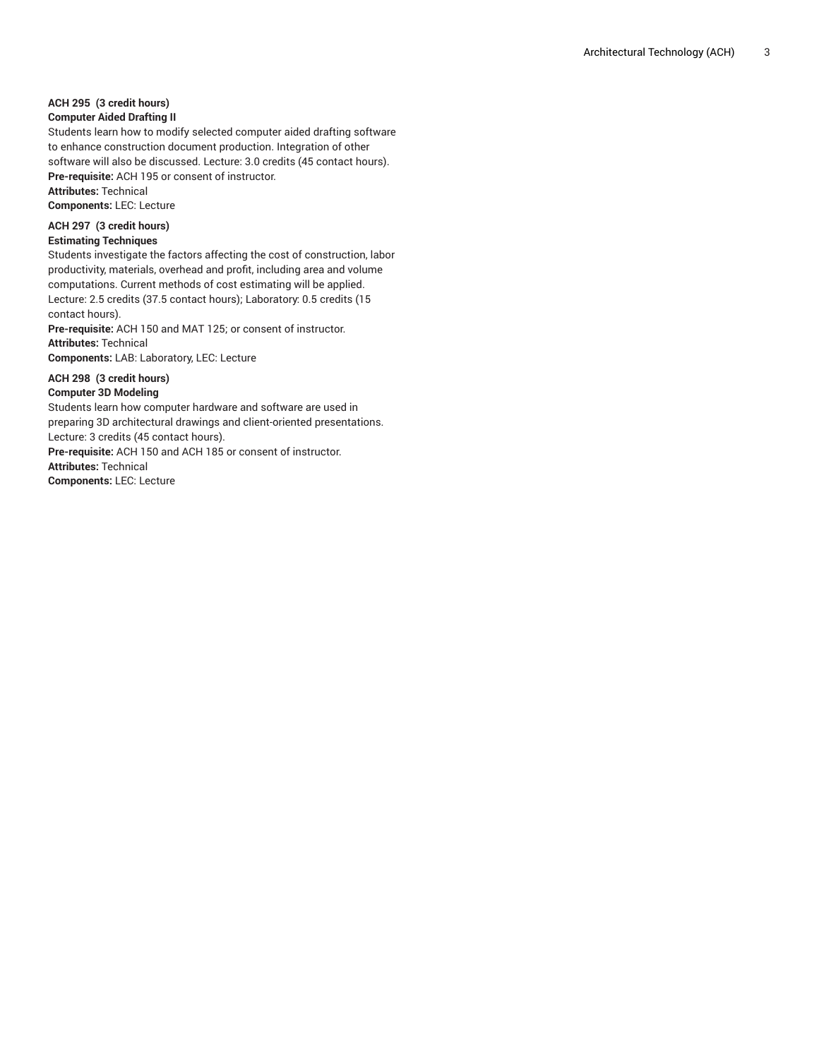**ACH 295 (3 credit hours)**
**Computer Aided Drafting II**
Students learn how to modify selected computer aided drafting software to enhance construction document production. Integration of other software will also be discussed. Lecture: 3.0 credits (45 contact hours).
**Pre-requisite:** ACH 195 or consent of instructor.
**Attributes:** Technical
**Components:** LEC: Lecture

**ACH 297 (3 credit hours)**
**Estimating Techniques**
Students investigate the factors affecting the cost of construction, labor productivity, materials, overhead and profit, including area and volume computations. Current methods of cost estimating will be applied. Lecture: 2.5 credits (37.5 contact hours); Laboratory: 0.5 credits (15 contact hours).
**Pre-requisite:** ACH 150 and MAT 125; or consent of instructor.
**Attributes:** Technical
**Components:** LAB: Laboratory, LEC: Lecture

**ACH 298 (3 credit hours)**
**Computer 3D Modeling**
Students learn how computer hardware and software are used in preparing 3D architectural drawings and client-oriented presentations. Lecture: 3 credits (45 contact hours).
**Pre-requisite:** ACH 150 and ACH 185 or consent of instructor.
**Attributes:** Technical
**Components:** LEC: Lecture